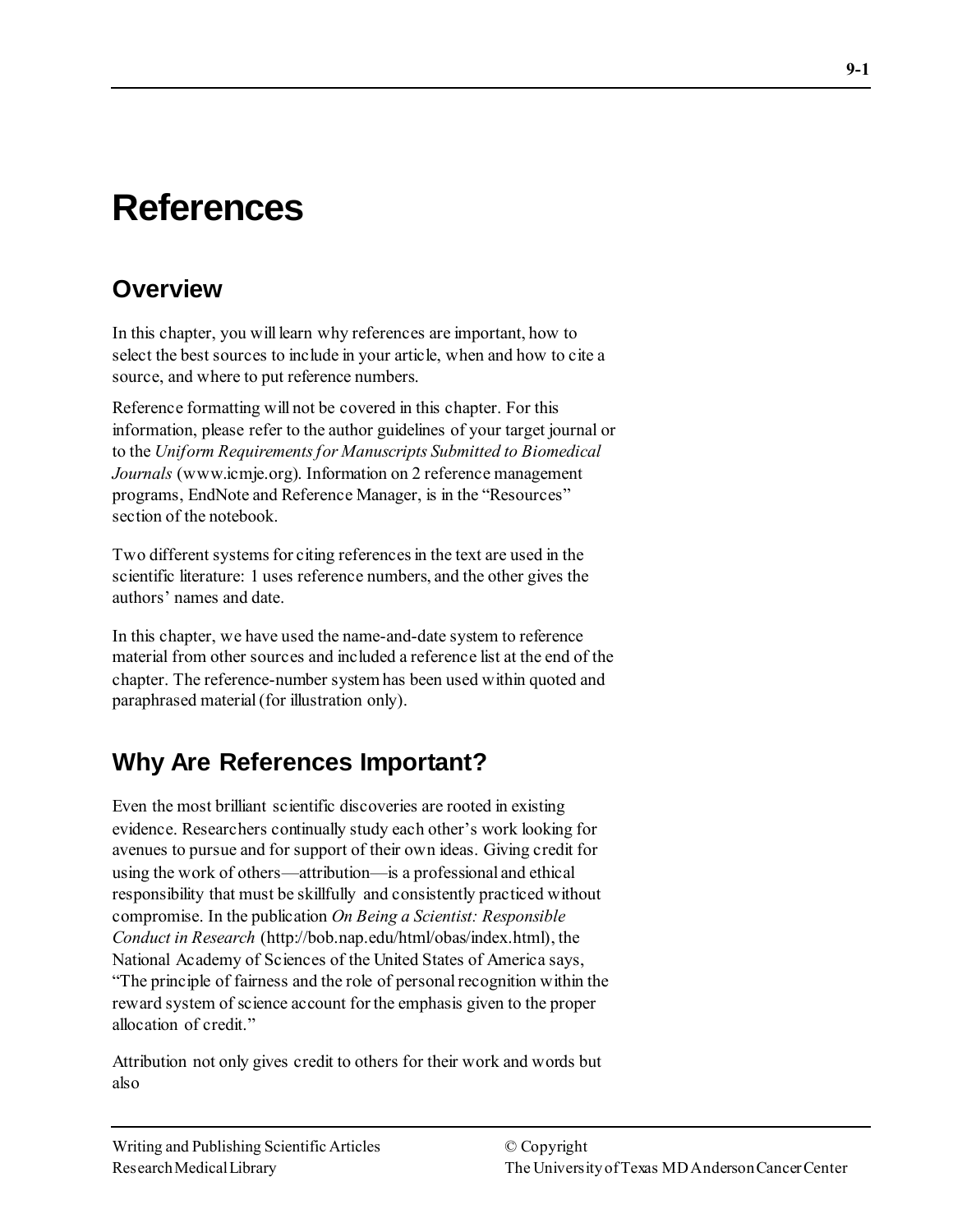# References

## Overview

In this chapter, you will learn why references are important, how to select the best sources to include in your article, when and how to cite a source, and where to put reference numbers.

Reference formatting will not be covered in this chapter. For this information, please refer to the author guidelines of your target journal or to the *Uniform Requirements for Manuscripts Submitted to Biomedical Journals* (www.icmje.org). Information on 2 reference management programs, EndNote and Reference Manager, is in the "Resources" section of the notebook.

Two different systems for citing references in the text are used in the scientific literature: 1 uses reference numbers, and the other gives the authors' names and date.

In this chapter, we have used the name-and-date system to reference material from other sources and included a reference list at the end of the chapter. The reference-number system has been used within quoted and paraphrased material (for illustration only).

## Why Are References Important?

Even the most brilliant scientific discoveries are rooted in existing evidence. Researchers continually study each other's work looking for avenues to pursue and for support of their own ideas. Giving credit for using the work of others—attribution—is a professional and ethical responsibility that must be skillfully and consistently practiced without compromise. In the publication *On Being a Scientist: Responsible Conduct in Research* (http://bob.nap.edu/html/obas/index.html), the National Academy of Sciences of the United States of America says, "The principle of fairness and the role of personal recognition within the reward system of science account for the emphasis given to the proper allocation of credit."

Attribution not only gives credit to others for their work and words but also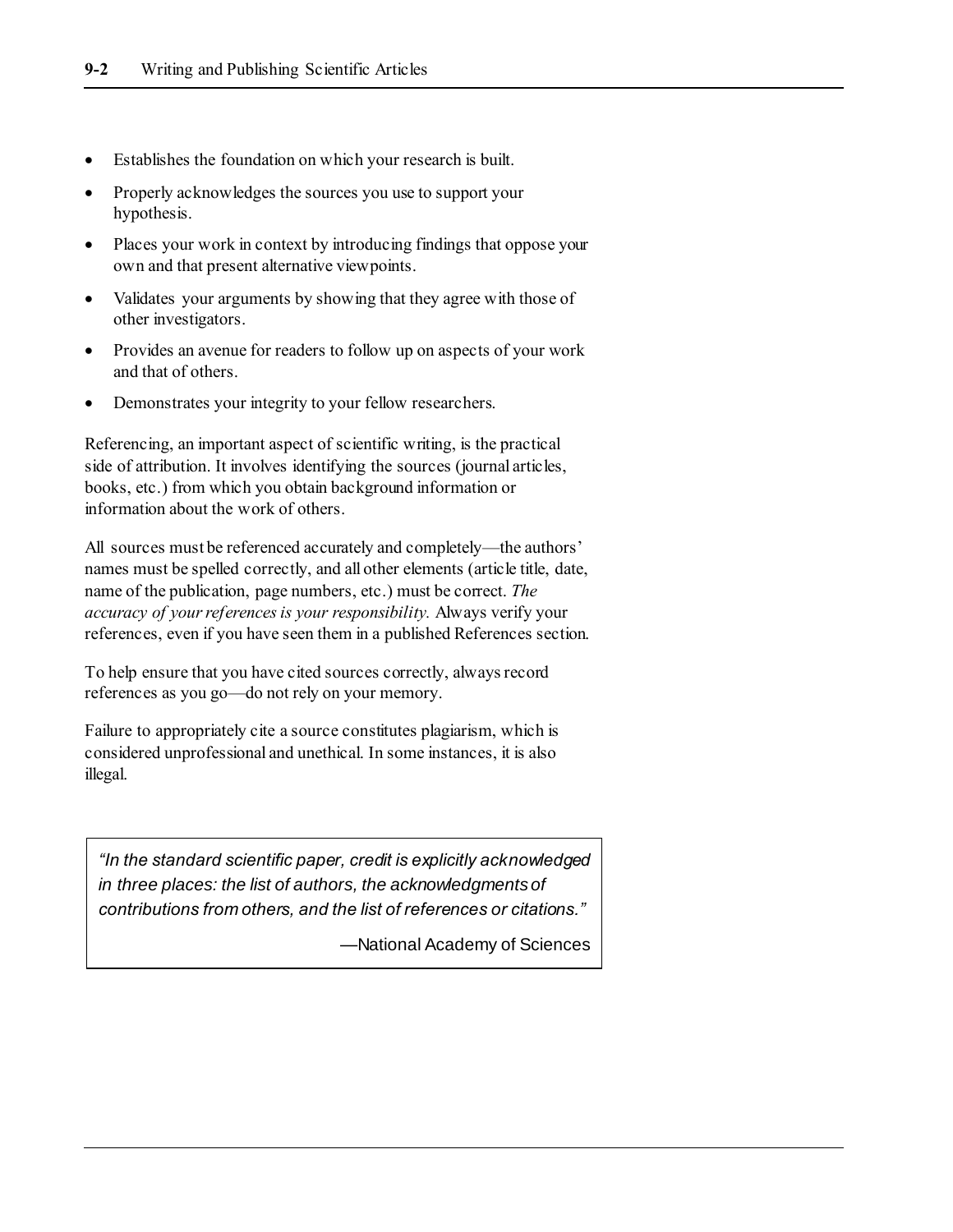- Establishes the foundation on which your research is built.
- Properly acknowledges the sources you use to support your hypothesis.
- Places your work in context by introducing findings that oppose your own and that present alternative viewpoints.
- Validates your arguments by showing that they agree with those of other investigators.
- Provides an avenue for readers to follow up on aspects of your work and that of others.
- Demonstrates your integrity to your fellow researchers.

Referencing, an important aspect of scientific writing, is the practical side of attribution. It involves identifying the sources (journal articles, books, etc.) from which you obtain background information or information about the work of others.

All sources must be referenced accurately and completely—the authors' names must be spelled correctly, and all other elements (article title, date, name of the publication, page numbers, etc.) must be correct. *The accuracy of your references is your responsibility.* Always verify your references, even if you have seen them in a published References section.

To help ensure that you have cited sources correctly, always record references as you go—do not rely on your memory.

Failure to appropriately cite a source constitutes plagiarism, which is considered unprofessional and unethical. In some instances, it is also illegal.

> *"In the standard scientific paper, credit is explicitly acknowledged in three places: the list of authors, the acknowledgments of contributions from others, and the list of references or citations."*
>
> —National Academy of Sciences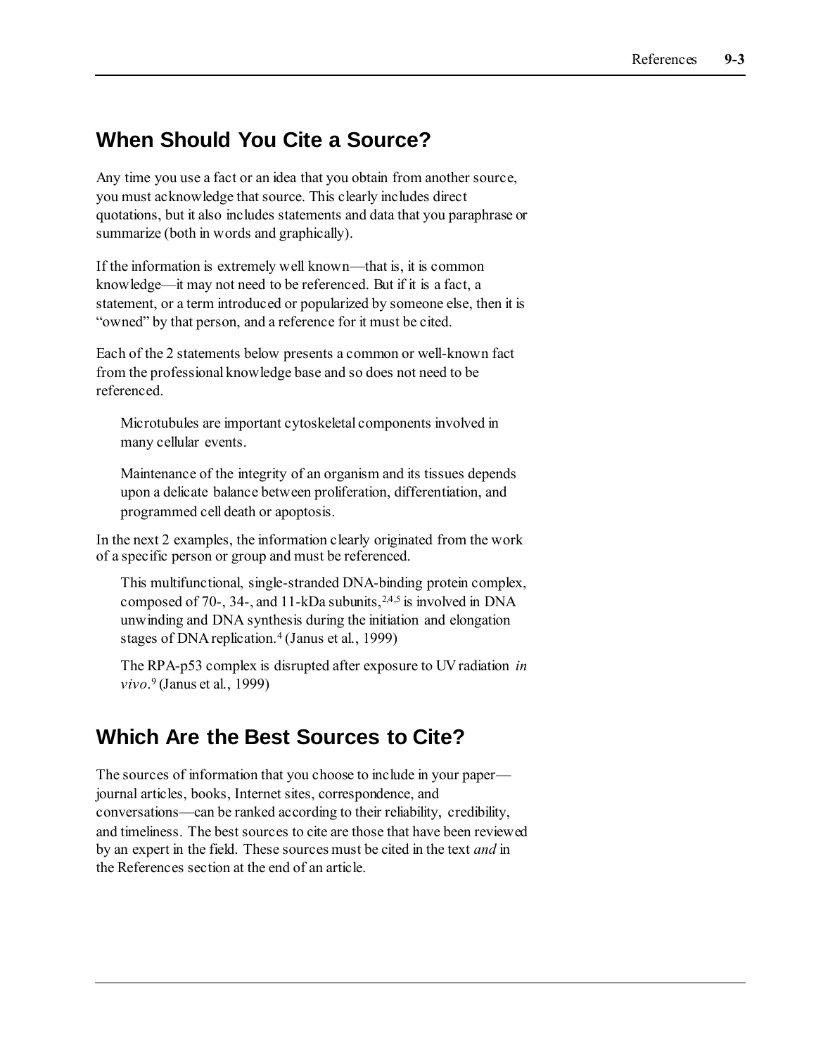## When Should You Cite a Source?

Any time you use a fact or an idea that you obtain from another source, you must acknowledge that source. This clearly includes direct quotations, but it also includes statements and data that you paraphrase or summarize (both in words and graphically).

If the information is extremely well known—that is, it is common knowledge—it may not need to be referenced. But if it is a fact, a statement, or a term introduced or popularized by someone else, then it is "owned" by that person, and a reference for it must be cited.

Each of the 2 statements below presents a common or well-known fact from the professional knowledge base and so does not need to be referenced.

> Microtubules are important cytoskeletal components involved in many cellular events.

> Maintenance of the integrity of an organism and its tissues depends upon a delicate balance between proliferation, differentiation, and programmed cell death or apoptosis.

In the next 2 examples, the information clearly originated from the work of a specific person or group and must be referenced.

> This multifunctional, single-stranded DNA-binding protein complex, composed of 70-, 34-, and 11-kDa subunits,[2,4,5] is involved in DNA unwinding and DNA synthesis during the initiation and elongation stages of DNA replication.[4] (Janus et al., 1999)

> The RPA-p53 complex is disrupted after exposure to UV radiation *in vivo*.[9] (Janus et al., 1999)

## Which Are the Best Sources to Cite?

The sources of information that you choose to include in your paper—journal articles, books, Internet sites, correspondence, and conversations—can be ranked according to their reliability, credibility, and timeliness. The best sources to cite are those that have been reviewed by an expert in the field. These sources must be cited in the text *and* in the References section at the end of an article.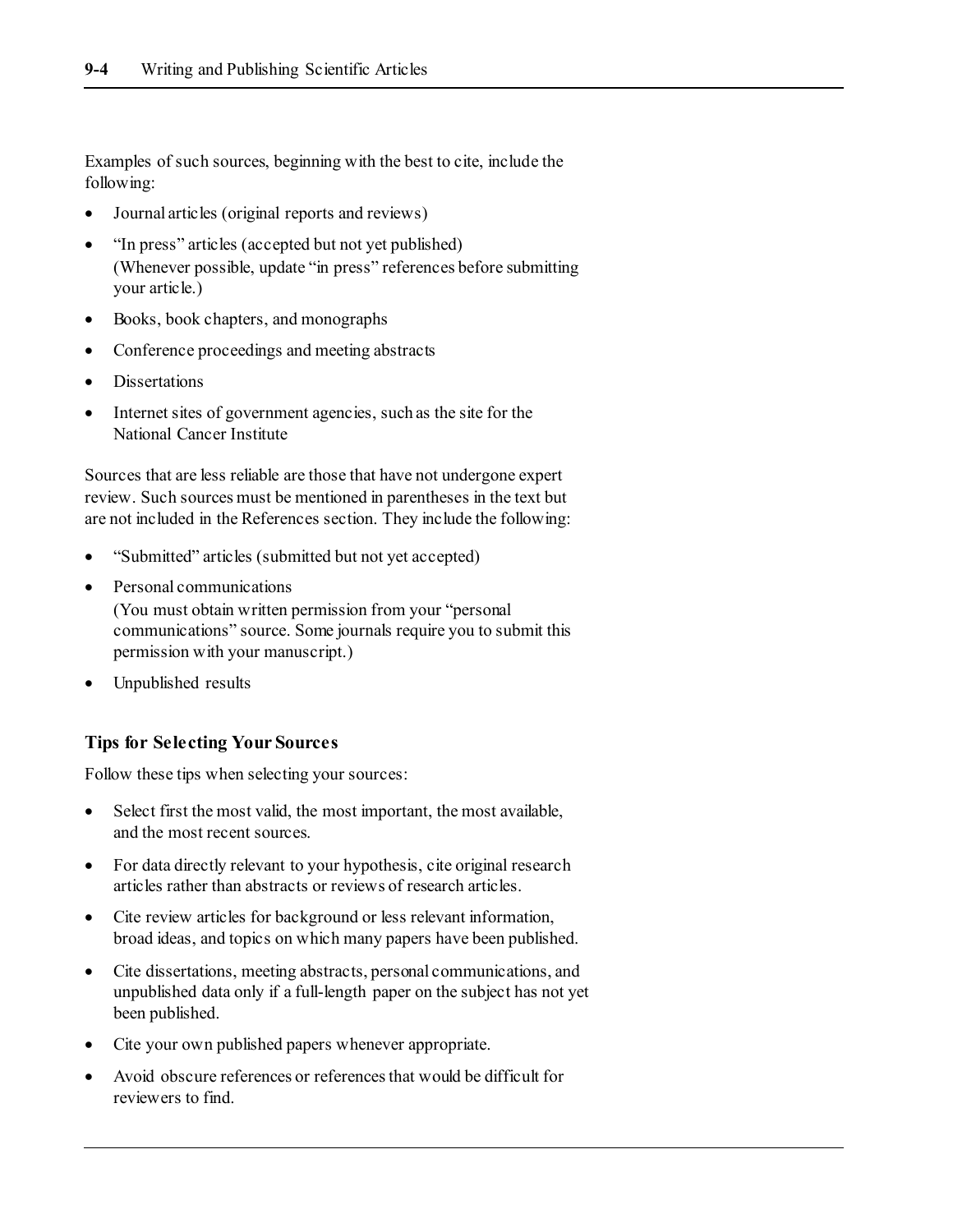Examples of such sources, beginning with the best to cite, include the following:

- Journal articles (original reports and reviews)
- "In press" articles (accepted but not yet published)
  (Whenever possible, update "in press" references before submitting your article.)
- Books, book chapters, and monographs
- Conference proceedings and meeting abstracts
- Dissertations
- Internet sites of government agencies, such as the site for the National Cancer Institute

Sources that are less reliable are those that have not undergone expert review. Such sources must be mentioned in parentheses in the text but are not included in the References section. They include the following:

- "Submitted" articles (submitted but not yet accepted)
- Personal communications
  (You must obtain written permission from your "personal communications" source. Some journals require you to submit this permission with your manuscript.)
- Unpublished results

### Tips for Selecting Your Sources

Follow these tips when selecting your sources:

- Select first the most valid, the most important, the most available, and the most recent sources.
- For data directly relevant to your hypothesis, cite original research articles rather than abstracts or reviews of research articles.
- Cite review articles for background or less relevant information, broad ideas, and topics on which many papers have been published.
- Cite dissertations, meeting abstracts, personal communications, and unpublished data only if a full-length paper on the subject has not yet been published.
- Cite your own published papers whenever appropriate.
- Avoid obscure references or references that would be difficult for reviewers to find.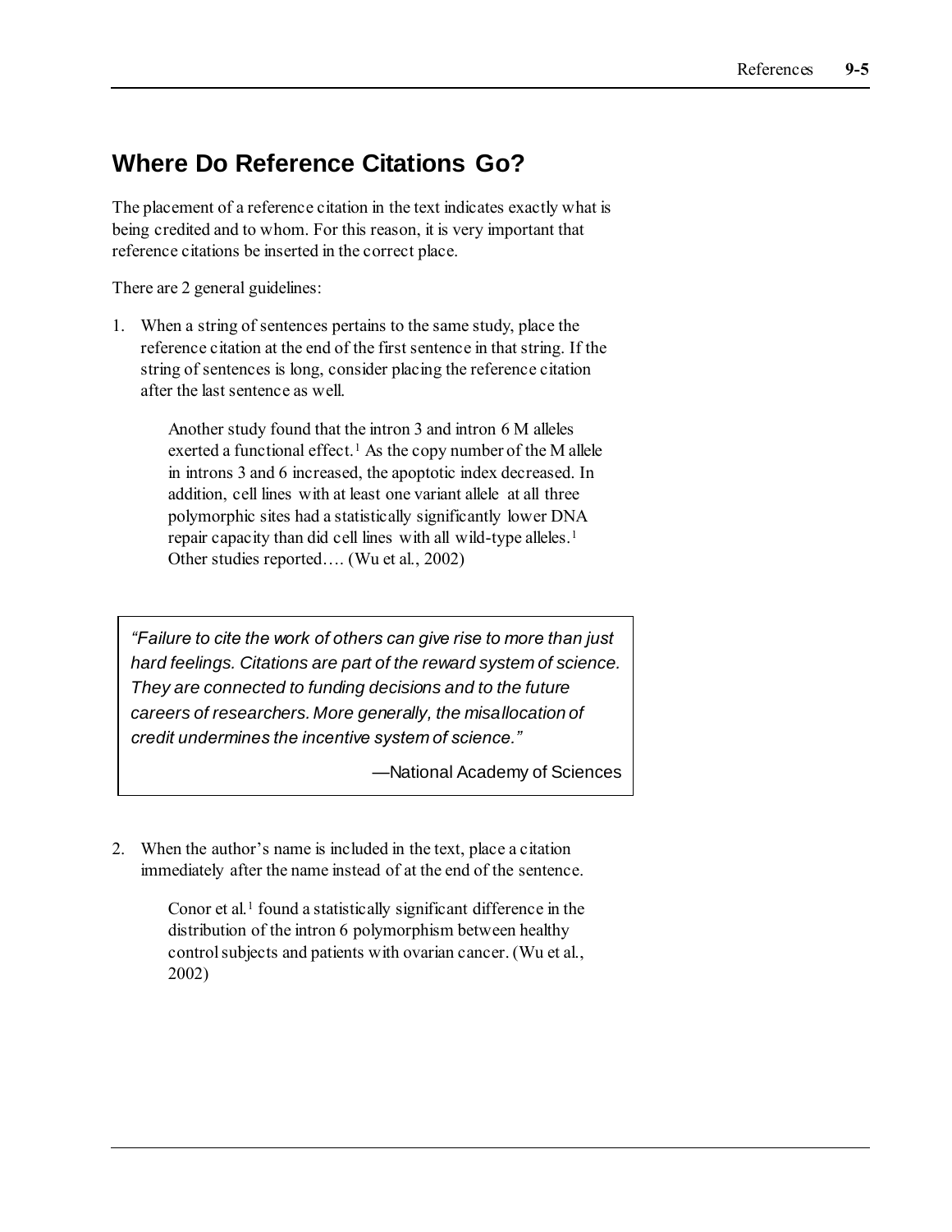## Where Do Reference Citations Go?

The placement of a reference citation in the text indicates exactly what is being credited and to whom. For this reason, it is very important that reference citations be inserted in the correct place.

There are 2 general guidelines:

1. When a string of sentences pertains to the same study, place the reference citation at the end of the first sentence in that string. If the string of sentences is long, consider placing the reference citation after the last sentence as well.

   > Another study found that the intron 3 and intron 6 M alleles exerted a functional effect.[1] As the copy number of the M allele in introns 3 and 6 increased, the apoptotic index decreased. In addition, cell lines with at least one variant allele at all three polymorphic sites had a statistically significant lower DNA repair capacity than did cell lines with all wild-type alleles.[1] Other studies reported…. (Wu et al., 2002)

> *"Failure to cite the work of others can give rise to more than just hard feelings. Citations are part of the reward system of science. They are connected to funding decisions and to the future careers of researchers. More generally, the misallocation of credit undermines the incentive system of science."*
>
> —National Academy of Sciences

2. When the author's name is included in the text, place a citation immediately after the name instead of at the end of the sentence.

   > Conor et al.[1] found a statistically significant difference in the distribution of the intron 6 polymorphism between healthy control subjects and patients with ovarian cancer. (Wu et al., 2002)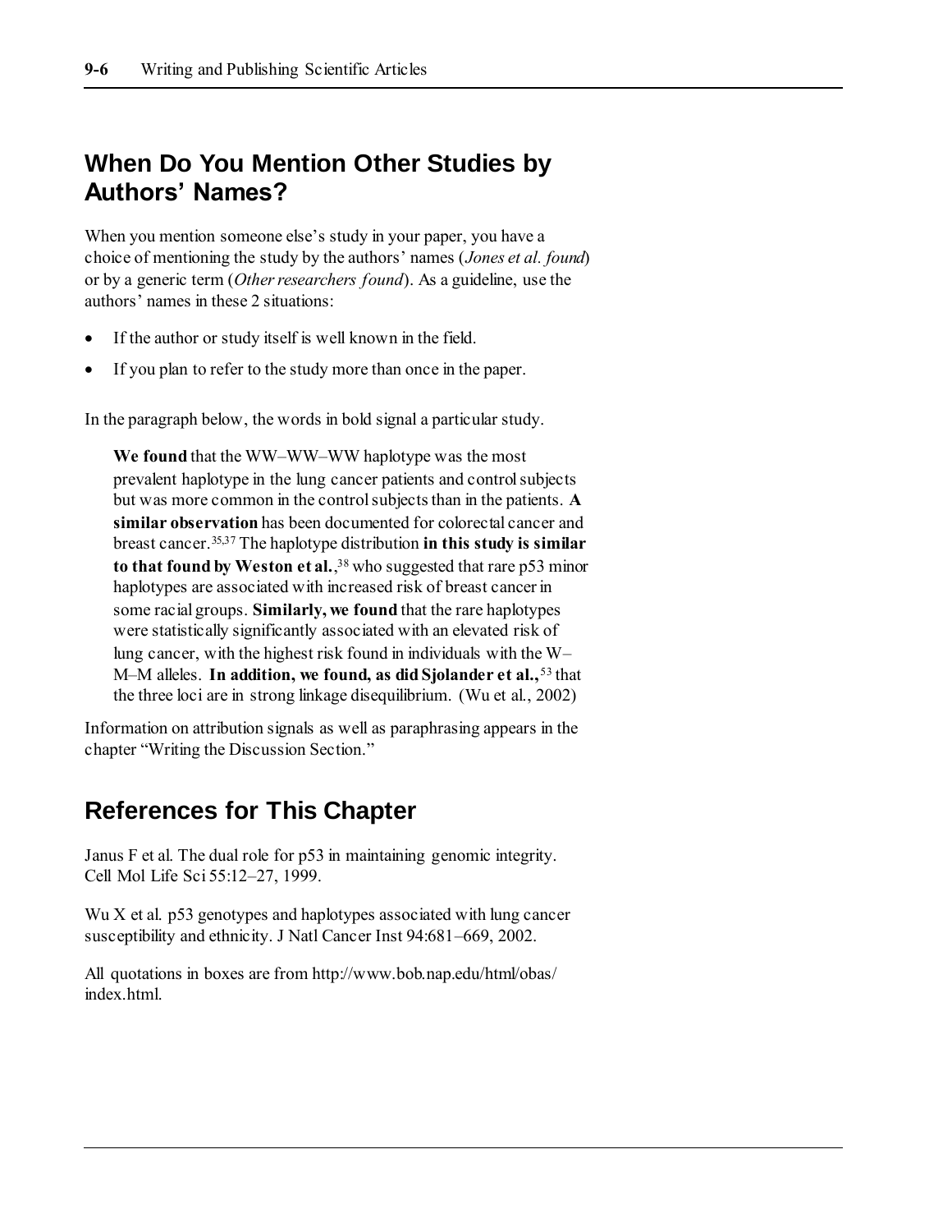## When Do You Mention Other Studies by Authors' Names?

When you mention someone else's study in your paper, you have a choice of mentioning the study by the authors' names (*Jones et al. found*) or by a generic term (*Other researchers found*). As a guideline, use the authors' names in these 2 situations:

- If the author or study itself is well known in the field.
- If you plan to refer to the study more than once in the paper.

In the paragraph below, the words in bold signal a particular study.

> **We found** that the WW–WW–WW haplotype was the most prevalent haplotype in the lung cancer patients and control subjects but was more common in the control subjects than in the patients. **A similar observation** has been documented for colorectal cancer and breast cancer.[35,37] The haplotype distribution **in this study is similar to that found by Weston et al.**,[38] who suggested that rare p53 minor haplotypes are associated with increased risk of breast cancer in some racial groups. **Similarly, we found** that the rare haplotypes were statistically significantly associated with an elevated risk of lung cancer, with the highest risk found in individuals with the W–M–M alleles. **In addition, we found, as did Sjolander et al.,**[53] that the three loci are in strong linkage disequilibrium. (Wu et al., 2002)

Information on attribution signals as well as paraphrasing appears in the chapter "Writing the Discussion Section."

## References for This Chapter

Janus F et al. The dual role for p53 in maintaining genomic integrity. Cell Mol Life Sci 55:12–27, 1999.

Wu X et al. p53 genotypes and haplotypes associated with lung cancer susceptibility and ethnicity. J Natl Cancer Inst 94:681–669, 2002.

All quotations in boxes are from http://www.bob.nap.edu/html/obas/index.html.